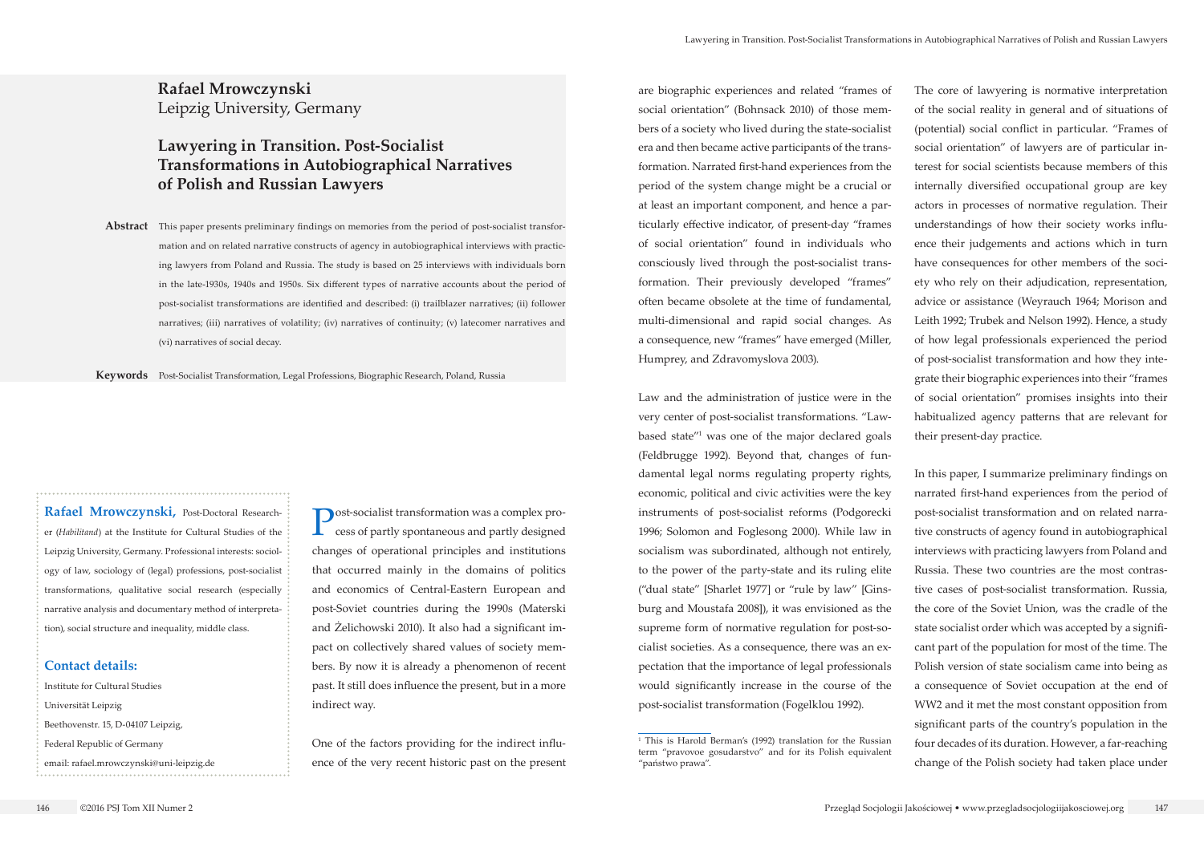**Rafael Mrowczynski**
Leipzig University, Germany

# Lawyering in Transition. Post-Socialist Transformations in Autobiographical Narratives of Polish and Russian Lawyers

**Abstract** This paper presents preliminary findings on memories from the period of post-socialist transformation and on related narrative constructs of agency in autobiographical interviews with practicing lawyers from Poland and Russia. The study is based on 25 interviews with individuals born in the late-1930s, 1940s and 1950s. Six different types of narrative accounts about the period of post-socialist transformations are identified and described: (i) trailblazer narratives; (ii) follower narratives; (iii) narratives of volatility; (iv) narratives of continuity; (v) latecomer narratives and (vi) narratives of social decay.

**Keywords** Post-Socialist Transformation, Legal Professions, Biographic Research, Poland, Russia

**Rafael Mrowczynski,** Post-Doctoral Researcher (*Habilitand*) at the Institute for Cultural Studies of the Leipzig University, Germany. Professional interests: sociology of law, sociology of (legal) professions, post-socialist transformations, qualitative social research (especially narrative analysis and documentary method of interpretation), social structure and inequality, middle class.

**Contact details:**
Institute for Cultural Studies
Universität Leipzig
Beethovenstr. 15, D-04107 Leipzig,
Federal Republic of Germany
email: rafael.mrowczynski@uni-leipzig.de

Post-socialist transformation was a complex process of partly spontaneous and partly designed changes of operational principles and institutions that occurred mainly in the domains of politics and economics of Central-Eastern European and post-Soviet countries during the 1990s (Materski and Żelichowski 2010). It also had a significant impact on collectively shared values of society members. By now it is already a phenomenon of recent past. It still does influence the present, but in a more indirect way.

One of the factors providing for the indirect influence of the very recent historic past on the present are biographic experiences and related "frames of social orientation" (Bohnsack 2010) of those members of a society who lived during the state-socialist era and then became active participants of the transformation. Narrated first-hand experiences from the period of the system change might be a crucial or at least an important component, and hence a particularly effective indicator, of present-day "frames of social orientation" found in individuals who consciously lived through the post-socialist transformation. Their previously developed "frames" often became obsolete at the time of fundamental, multi-dimensional and rapid social changes. As a consequence, new "frames" have emerged (Miller, Humprey, and Zdravomyslova 2003).

Law and the administration of justice were in the very center of post-socialist transformations. "Law-based state"[1] was one of the major declared goals (Feldbrugge 1992). Beyond that, changes of fundamental legal norms regulating property rights, economic, political and civic activities were the key instruments of post-socialist reforms (Podgorecki 1996; Solomon and Foglesong 2000). While law in socialism was subordinated, although not entirely, to the power of the party-state and its ruling elite ("dual state" [Sharlet 1977] or "rule by law" [Ginsburg and Moustafa 2008]), it was envisioned as the supreme form of normative regulation for post-socialist societies. As a consequence, there was an expectation that the importance of legal professionals would significantly increase in the course of the post-socialist transformation (Fogelklou 1992).

The core of lawyering is normative interpretation of the social reality in general and of situations of (potential) social conflict in particular. "Frames of social orientation" of lawyers are of particular interest for social scientists because members of this internally diversified occupational group are key actors in processes of normative regulation. Their understandings of how their society works influence their judgements and actions which in turn have consequences for other members of the society who rely on their adjudication, representation, advice or assistance (Weyrauch 1964; Morison and Leith 1992; Trubek and Nelson 1992). Hence, a study of how legal professionals experienced the period of post-socialist transformation and how they integrate their biographic experiences into their "frames of social orientation" promises insights into their habitualized agency patterns that are relevant for their present-day practice.

In this paper, I summarize preliminary findings on narrated first-hand experiences from the period of post-socialist transformation and on related narrative constructs of agency found in autobiographical interviews with practicing lawyers from Poland and Russia. These two countries are the most contrastive cases of post-socialist transformation. Russia, the core of the Soviet Union, was the cradle of the state socialist order which was accepted by a significant part of the population for most of the time. The Polish version of state socialism came into being as a consequence of Soviet occupation at the end of WW2 and it met the most constant opposition from significant parts of the country's population in the four decades of its duration. However, a far-reaching change of the Polish society had taken place under

[1] This is Harold Berman's (1992) translation for the Russian term "pravovoe gosudarstvo" and for its Polish equivalent "państwo prawa".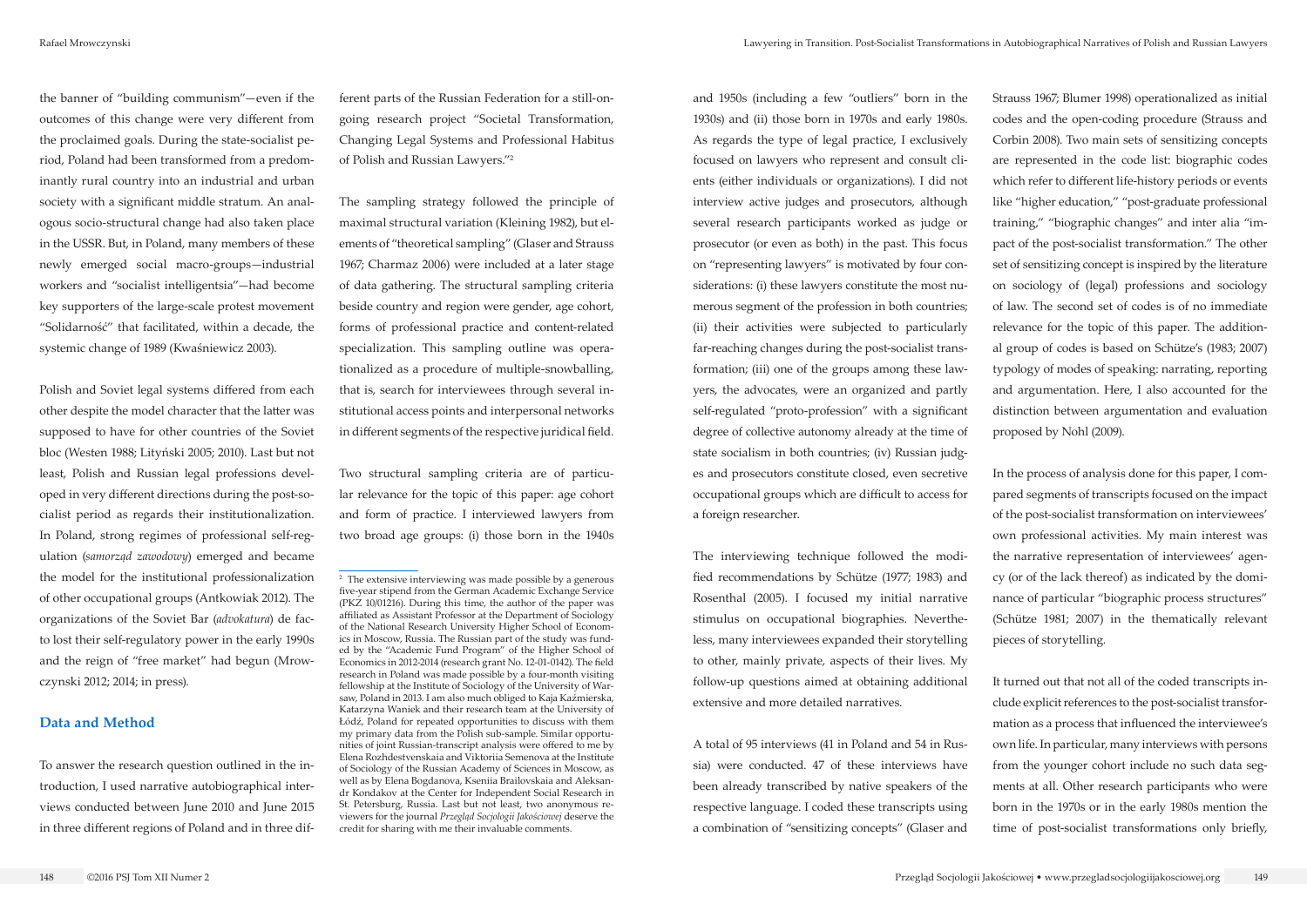the banner of "building communism"—even if the outcomes of this change were very different from the proclaimed goals. During the state-socialist period, Poland had been transformed from a predominantly rural country into an industrial and urban society with a significant middle stratum. An analogous socio-structural change had also taken place in the USSR. But, in Poland, many members of these newly emerged social macro-groups—industrial workers and "socialist intelligentsia"—had become key supporters of the large-scale protest movement "Solidarność" that facilitated, within a decade, the systemic change of 1989 (Kwaśniewicz 2003).

Polish and Soviet legal systems differed from each other despite the model character that the latter was supposed to have for other countries of the Soviet bloc (Westen 1988; Lityński 2005; 2010). Last but not least, Polish and Russian legal professions developed in very different directions during the post-socialist period as regards their institutionalization. In Poland, strong regimes of professional self-regulation (*samorząd zawodowy*) emerged and became the model for the institutional professionalization of other occupational groups (Antkowiak 2012). The organizations of the Soviet Bar (*advokatura*) de facto lost their self-regulatory power in the early 1990s and the reign of "free market" had begun (Mrowczynski 2012; 2014; in press).

## Data and Method

To answer the research question outlined in the introduction, I used narrative autobiographical interviews conducted between June 2010 and June 2015 in three different regions of Poland and in three different parts of the Russian Federation for a still-ongoing research project "Societal Transformation, Changing Legal Systems and Professional Habitus of Polish and Russian Lawyers."[2]

The sampling strategy followed the principle of maximal structural variation (Kleining 1982), but elements of "theoretical sampling" (Glaser and Strauss 1967; Charmaz 2006) were included at a later stage of data gathering. The structural sampling criteria beside country and region were gender, age cohort, forms of professional practice and content-related specialization. This sampling outline was operationalized as a procedure of multiple-snowballing, that is, search for interviewees through several institutional access points and interpersonal networks in different segments of the respective juridical field.

Two structural sampling criteria are of particular relevance for the topic of this paper: age cohort and form of practice. I interviewed lawyers from two broad age groups: (i) those born in the 1940s and 1950s (including a few "outliers" born in the 1930s) and (ii) those born in 1970s and early 1980s. As regards the type of legal practice, I exclusively focused on lawyers who represent and consult clients (either individuals or organizations). I did not interview active judges and prosecutors, although several research participants worked as judge or prosecutor (or even as both) in the past. This focus on "representing lawyers" is motivated by four considerations: (i) these lawyers constitute the most numerous segment of the profession in both countries; (ii) their activities were subjected to particularly far-reaching changes during the post-socialist transformation; (iii) one of the groups among these lawyers, the advocates, were an organized and partly self-regulated "proto-profession" with a significant degree of collective autonomy already at the time of state socialism in both countries; (iv) Russian judges and prosecutors constitute closed, even secretive occupational groups which are difficult to access for a foreign researcher.

The interviewing technique followed the modified recommendations by Schütze (1977; 1983) and Rosenthal (2005). I focused my initial narrative stimulus on occupational biographies. Nevertheless, many interviewees expanded their storytelling to other, mainly private, aspects of their lives. My follow-up questions aimed at obtaining additional extensive and more detailed narratives.

A total of 95 interviews (41 in Poland and 54 in Russia) were conducted. 47 of these interviews have been already transcribed by native speakers of the respective language. I coded these transcripts using a combination of "sensitizing concepts" (Glaser and Strauss 1967; Blumer 1998) operationalized as initial codes and the open-coding procedure (Strauss and Corbin 2008). Two main sets of sensitizing concepts are represented in the code list: biographic codes which refer to different life-history periods or events like "higher education," "post-graduate professional training," "biographic changes" and inter alia "impact of the post-socialist transformation." The other set of sensitizing concept is inspired by the literature on sociology of (legal) professions and sociology of law. The second set of codes is of no immediate relevance for the topic of this paper. The additional group of codes is based on Schütze's (1983; 2007) typology of modes of speaking: narrating, reporting and argumentation. Here, I also accounted for the distinction between argumentation and evaluation proposed by Nohl (2009).

In the process of analysis done for this paper, I compared segments of transcripts focused on the impact of the post-socialist transformation on interviewees' own professional activities. My main interest was the narrative representation of interviewees' agency (or of the lack thereof) as indicated by the dominance of particular "biographic process structures" (Schütze 1981; 2007) in the thematically relevant pieces of storytelling.

It turned out that not all of the coded transcripts include explicit references to the post-socialist transformation as a process that influenced the interviewee's own life. In particular, many interviews with persons from the younger cohort include no such data segments at all. Other research participants who were born in the 1970s or in the early 1980s mention the time of post-socialist transformations only briefly,

---

[2] The extensive interviewing was made possible by a generous five-year stipend from the German Academic Exchange Service (PKZ 10/01216). During this time, the author of the paper was affiliated as Assistant Professor at the Department of Sociology of the National Research University Higher School of Economics in Moscow, Russia. The Russian part of the study was funded by the "Academic Fund Program" of the Higher School of Economics in 2012-2014 (research grant No. 12-01-0142). The field research in Poland was made possible by a four-month visiting fellowship at the Institute of Sociology of the University of Warsaw, Poland in 2013. I am also much obliged to Kaja Kaźmierska, Katarzyna Waniek and their research team at the University of Łódź, Poland for repeated opportunities to discuss with them my primary data from the Polish sub-sample. Similar opportunities of joint Russian-transcript analysis were offered to me by Elena Rozhdestvenskaia and Viktoriia Semenova at the Institute of Sociology of the Russian Academy of Sciences in Moscow, as well as by Elena Bogdanova, Kseniia Brailovskaia and Aleksandr Kondakov at the Center for Independent Social Research in St. Petersburg, Russia. Last but not least, two anonymous reviewers for the journal *Przegląd Socjologii Jakościowej* deserve the credit for sharing with me their invaluable comments.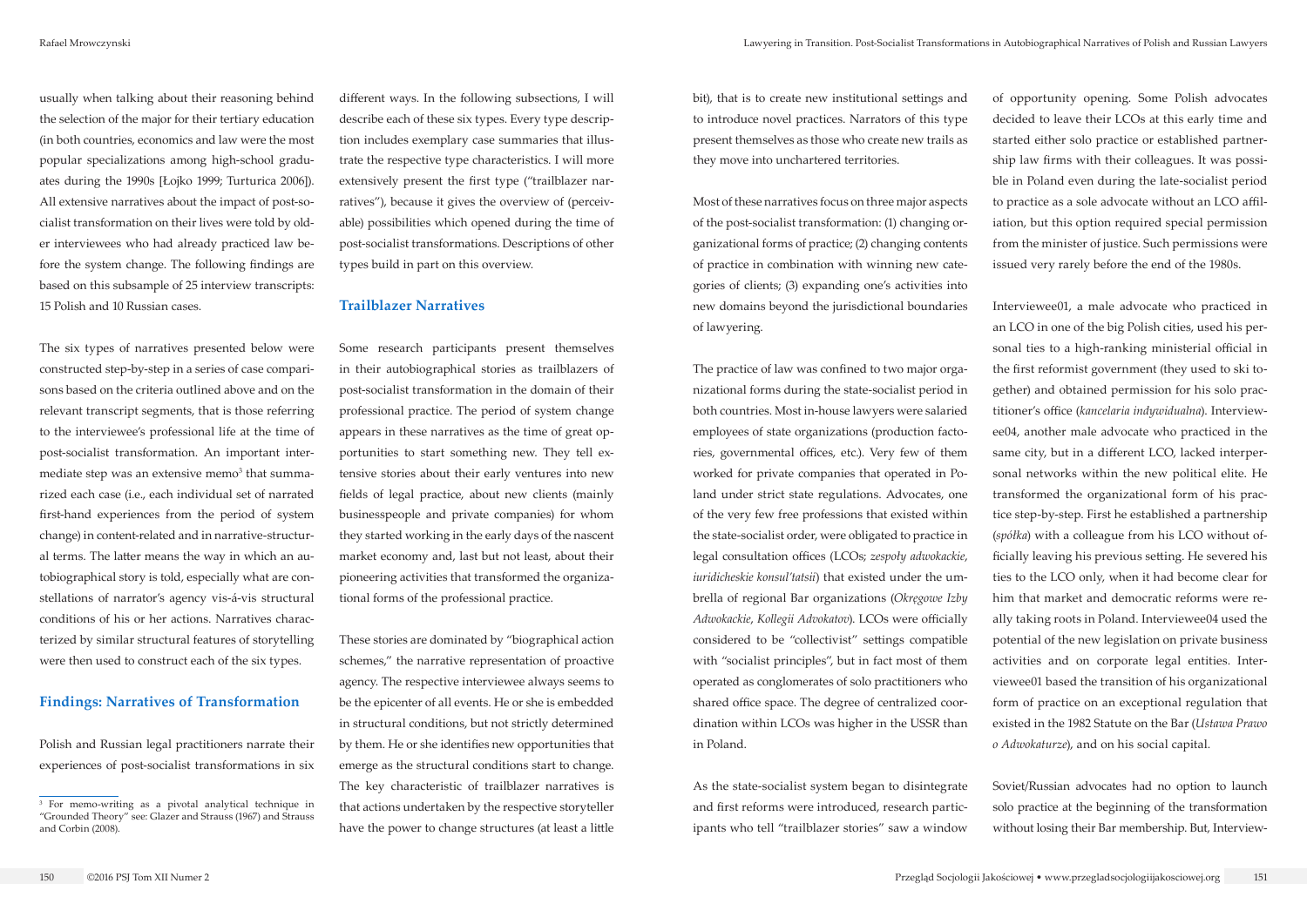usually when talking about their reasoning behind the selection of the major for their tertiary education (in both countries, economics and law were the most popular specializations among high-school graduates during the 1990s [Łojko 1999; Turturica 2006]). All extensive narratives about the impact of post-socialist transformation on their lives were told by older interviewees who had already practiced law before the system change. The following findings are based on this subsample of 25 interview transcripts: 15 Polish and 10 Russian cases.

The six types of narratives presented below were constructed step-by-step in a series of case comparisons based on the criteria outlined above and on the relevant transcript segments, that is those referring to the interviewee's professional life at the time of post-socialist transformation. An important intermediate step was an extensive memo[3] that summarized each case (i.e., each individual set of narrated first-hand experiences from the period of system change) in content-related and in narrative-structural terms. The latter means the way in which an autobiographical story is told, especially what are constellations of narrator's agency vis-á-vis structural conditions of his or her actions. Narratives characterized by similar structural features of storytelling were then used to construct each of the six types.

## Findings: Narratives of Transformation

Polish and Russian legal practitioners narrate their experiences of post-socialist transformations in six different ways. In the following subsections, I will describe each of these six types. Every type description includes exemplary case summaries that illustrate the respective type characteristics. I will more extensively present the first type ("trailblazer narratives"), because it gives the overview of (perceivable) possibilities which opened during the time of post-socialist transformations. Descriptions of other types build in part on this overview.

### Trailblazer Narratives

Some research participants present themselves in their autobiographical stories as trailblazers of post-socialist transformation in the domain of their professional practice. The period of system change appears in these narratives as the time of great opportunities to start something new. They tell extensive stories about their early ventures into new fields of legal practice, about new clients (mainly businesspeople and private companies) for whom they started working in the early days of the nascent market economy and, last but not least, about their pioneering activities that transformed the organizational forms of the professional practice.

These stories are dominated by "biographical action schemes," the narrative representation of proactive agency. The respective interviewee always seems to be the epicenter of all events. He or she is embedded in structural conditions, but not strictly determined by them. He or she identifies new opportunities that emerge as the structural conditions start to change. The key characteristic of trailblazer narratives is that actions undertaken by the respective storyteller have the power to change structures (at least a little bit), that is to create new institutional settings and to introduce novel practices. Narrators of this type present themselves as those who create new trails as they move into unchartered territories.

Most of these narratives focus on three major aspects of the post-socialist transformation: (1) changing organizational forms of practice; (2) changing contents of practice in combination with winning new categories of clients; (3) expanding one's activities into new domains beyond the jurisdictional boundaries of lawyering.

The practice of law was confined to two major organizational forms during the state-socialist period in both countries. Most in-house lawyers were salaried employees of state organizations (production factories, governmental offices, etc.). Very few of them worked for private companies that operated in Poland under strict state regulations. Advocates, one of the very few free professions that existed within the state-socialist order, were obligated to practice in legal consultation offices (LCOs; *zespoły adwokackie*, *iuridicheskie konsul'tatsii*) that existed under the umbrella of regional Bar organizations (*Okręgowe Izby Adwokackie*, *Kollegii Advokatov*). LCOs were officially considered to be "collectivist" settings compatible with "socialist principles", but in fact most of them operated as conglomerates of solo practitioners who shared office space. The degree of centralized coordination within LCOs was higher in the USSR than in Poland.

As the state-socialist system began to disintegrate and first reforms were introduced, research participants who tell "trailblazer stories" saw a window of opportunity opening. Some Polish advocates decided to leave their LCOs at this early time and started either solo practice or established partnership law firms with their colleagues. It was possible in Poland even during the late-socialist period to practice as a sole advocate without an LCO affiliation, but this option required special permission from the minister of justice. Such permissions were issued very rarely before the end of the 1980s.

Interviewee01, a male advocate who practiced in an LCO in one of the big Polish cities, used his personal ties to a high-ranking ministerial official in the first reformist government (they used to ski together) and obtained permission for his solo practitioner's office (*kancelaria indywidualna*). Interviewee04, another male advocate who practiced in the same city, but in a different LCO, lacked interpersonal networks within the new political elite. He transformed the organizational form of his practice step-by-step. First he established a partnership (*spółka*) with a colleague from his LCO without officially leaving his previous setting. He severed his ties to the LCO only, when it had become clear for him that market and democratic reforms were really taking roots in Poland. Interviewee04 used the potential of the new legislation on private business activities and on corporate legal entities. Interviewee01 based the transition of his organizational form of practice on an exceptional regulation that existed in the 1982 Statute on the Bar (*Ustawa Prawo o Adwokaturze*), and on his social capital.

Soviet/Russian advocates had no option to launch solo practice at the beginning of the transformation without losing their Bar membership. But, Interview-

[3] For memo-writing as a pivotal analytical technique in "Grounded Theory" see: Glazer and Strauss (1967) and Strauss and Corbin (2008).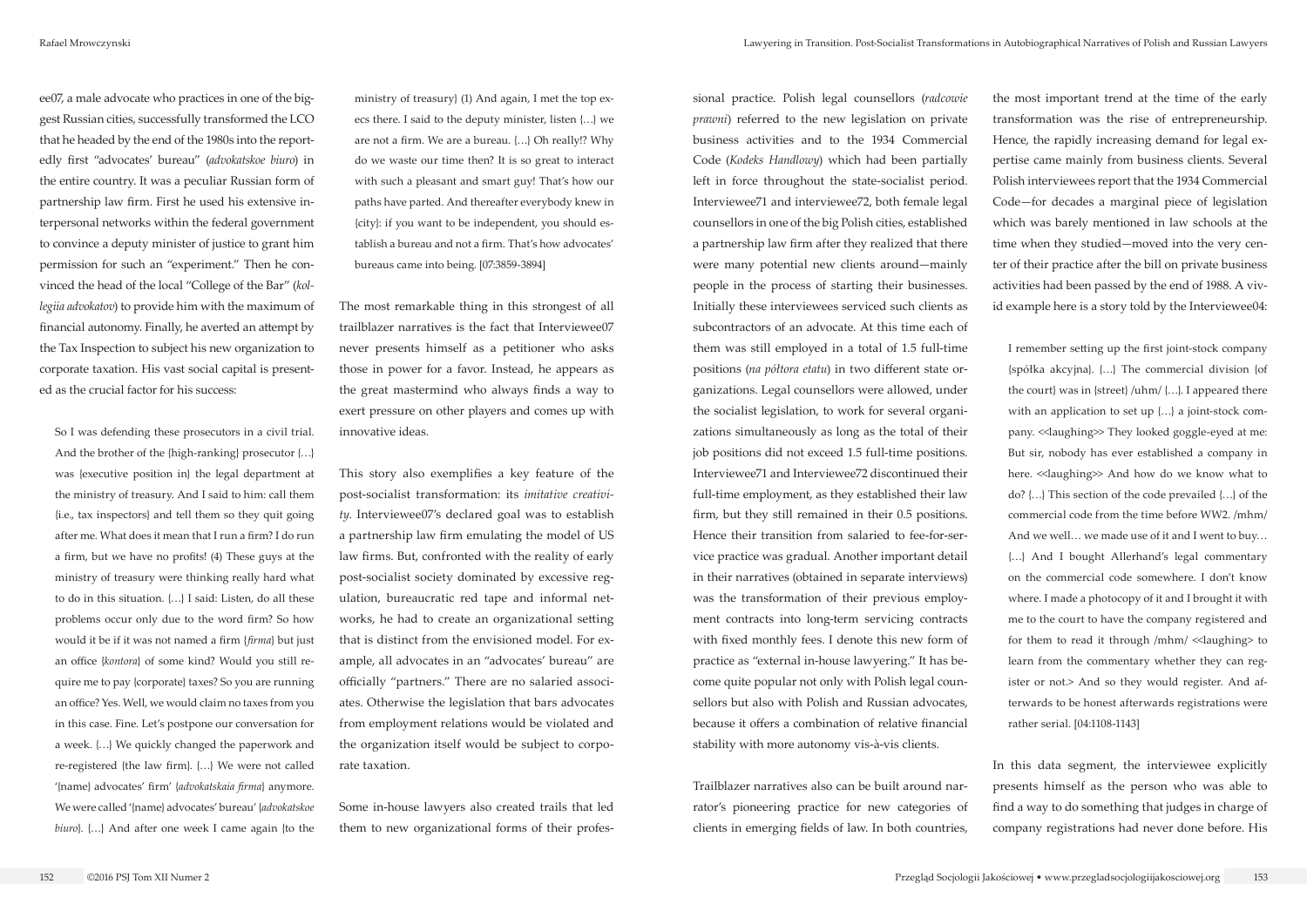ee07, a male advocate who practices in one of the biggest Russian cities, successfully transformed the LCO that he headed by the end of the 1980s into the reportedly first "advocates' bureau" (*advokatskoe biuro*) in the entire country. It was a peculiar Russian form of partnership law firm. First he used his extensive interpersonal networks within the federal government to convince a deputy minister of justice to grant him permission for such an "experiment." Then he convinced the head of the local "College of the Bar" (*kollegiia advokatov*) to provide him with the maximum of financial autonomy. Finally, he averted an attempt by the Tax Inspection to subject his new organization to corporate taxation. His vast social capital is presented as the crucial factor for his success:

> So I was defending these prosecutors in a civil trial. And the brother of the {high-ranking} prosecutor {…} was {executive position in} the legal department at the ministry of treasury. And I said to him: call them {i.e., tax inspectors} and tell them so they quit going after me. What does it mean that I run a firm? I do run a firm, but we have no profits! (4) These guys at the ministry of treasury were thinking really hard what to do in this situation. {…} I said: Listen, do all these problems occur only due to the word firm? So how would it be if it was not named a firm {*firma*} but just an office {*kontora*} of some kind? Would you still require me to pay {corporate} taxes? So you are running an office? Yes. Well, we would claim no taxes from you in this case. Fine. Let's postpone our conversation for a week. {…} We quickly changed the paperwork and re-registered {the law firm}. {…} We were not called '{name} advocates' firm' {*advokatskaia firma*} anymore. We were called '{name} advocates' bureau' {*advokatskoe biuro*}. {…} And after one week I came again {to the ministry of treasury} (1) And again, I met the top execs there. I said to the deputy minister, listen {…} we are not a firm. We are a bureau. {…} Oh really!? Why do we waste our time then? It is so great to interact with such a pleasant and smart guy! That's how our paths have parted. And thereafter everybody knew in {city}: if you want to be independent, you should establish a bureau and not a firm. That's how advocates' bureaus came into being. [07:3859-3894]

The most remarkable thing in this strongest of all trailblazer narratives is the fact that Interviewee07 never presents himself as a petitioner who asks those in power for a favor. Instead, he appears as the great mastermind who always finds a way to exert pressure on other players and comes up with innovative ideas.

This story also exemplifies a key feature of the post-socialist transformation: its *imitative creativity*. Interviewee07's declared goal was to establish a partnership law firm emulating the model of US law firms. But, confronted with the reality of early post-socialist society dominated by excessive regulation, bureaucratic red tape and informal networks, he had to create an organizational setting that is distinct from the envisioned model. For example, all advocates in an "advocates' bureau" are officially "partners." There are no salaried associates. Otherwise the legislation that bars advocates from employment relations would be violated and the organization itself would be subject to corporate taxation.

Some in-house lawyers also created trails that led them to new organizational forms of their professional practice. Polish legal counsellors (*radcowie prawni*) referred to the new legislation on private business activities and to the 1934 Commercial Code (*Kodeks Handlowy*) which had been partially left in force throughout the state-socialist period. Interviewee71 and interviewee72, both female legal counsellors in one of the big Polish cities, established a partnership law firm after they realized that there were many potential new clients around—mainly people in the process of starting their businesses. Initially these interviewees serviced such clients as subcontractors of an advocate. At this time each of them was still employed in a total of 1.5 full-time positions (*na półtora etatu*) in two different state organizations. Legal counsellors were allowed, under the socialist legislation, to work for several organizations simultaneously as long as the total of their job positions did not exceed 1.5 full-time positions. Interviewee71 and Interviewee72 discontinued their full-time employment, as they established their law firm, but they still remained in their 0.5 positions. Hence their transition from salaried to fee-for-service practice was gradual. Another important detail in their narratives (obtained in separate interviews) was the transformation of their previous employment contracts into long-term servicing contracts with fixed monthly fees. I denote this new form of practice as "external in-house lawyering." It has become quite popular not only with Polish legal counsellors but also with Polish and Russian advocates, because it offers a combination of relative financial stability with more autonomy vis-à-vis clients.

Trailblazer narratives also can be built around narrator's pioneering practice for new categories of clients in emerging fields of law. In both countries, the most important trend at the time of the early transformation was the rise of entrepreneurship. Hence, the rapidly increasing demand for legal expertise came mainly from business clients. Several Polish interviewees report that the 1934 Commercial Code—for decades a marginal piece of legislation which was barely mentioned in law schools at the time when they studied—moved into the very center of their practice after the bill on private business activities had been passed by the end of 1988. A vivid example here is a story told by the Interviewee04:

> I remember setting up the first joint-stock company {spółka akcyjna}. {…} The commercial division {of the court} was in {street} /uhm/ {…}. I appeared there with an application to set up {…} a joint-stock company. <<laughing>> They looked goggle-eyed at me: But sir, nobody has ever established a company in here. <<laughing>> And how do we know what to do? {…} This section of the code prevailed {…} of the commercial code from the time before WW2. /mhm/ And we well… we made use of it and I went to buy… {…} And I bought Allerhand's legal commentary on the commercial code somewhere. I don't know where. I made a photocopy of it and I brought it with me to the court to have the company registered and for them to read it through /mhm/ <<laughing> to learn from the commentary whether they can register or not.> And so they would register. And afterwards to be honest afterwards registrations were rather serial. [04:1108-1143]

In this data segment, the interviewee explicitly presents himself as the person who was able to find a way to do something that judges in charge of company registrations had never done before. His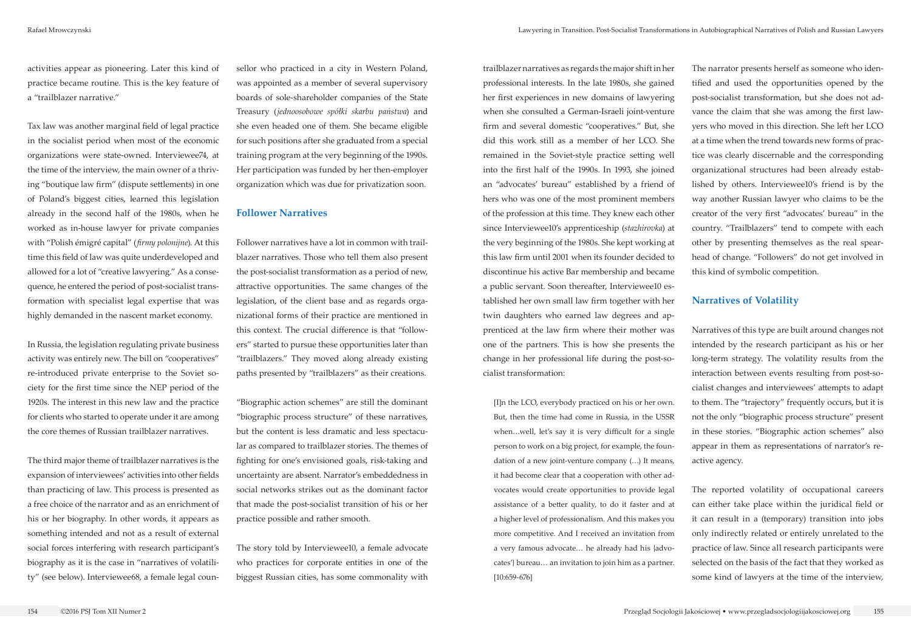activities appear as pioneering. Later this kind of practice became routine. This is the key feature of a "trailblazer narrative."

Tax law was another marginal field of legal practice in the socialist period when most of the economic organizations were state-owned. Interviewee74, at the time of the interview, the main owner of a thriving "boutique law firm" (dispute settlements) in one of Poland's biggest cities, learned this legislation already in the second half of the 1980s, when he worked as in-house lawyer for private companies with "Polish émigré capital" (*firmy polonijne*). At this time this field of law was quite underdeveloped and allowed for a lot of "creative lawyering." As a consequence, he entered the period of post-socialist transformation with specialist legal expertise that was highly demanded in the nascent market economy.

In Russia, the legislation regulating private business activity was entirely new. The bill on "cooperatives" re-introduced private enterprise to the Soviet society for the first time since the NEP period of the 1920s. The interest in this new law and the practice for clients who started to operate under it are among the core themes of Russian trailblazer narratives.

The third major theme of trailblazer narratives is the expansion of interviewees' activities into other fields than practicing of law. This process is presented as a free choice of the narrator and as an enrichment of his or her biography. In other words, it appears as something intended and not as a result of external social forces interfering with research participant's biography as it is the case in "narratives of volatility" (see below). Interviewee68, a female legal counsellor who practiced in a city in Western Poland, was appointed as a member of several supervisory boards of sole-shareholder companies of the State Treasury (*jednoosobowe spółki skarbu państwa*) and she even headed one of them. She became eligible for such positions after she graduated from a special training program at the very beginning of the 1990s. Her participation was funded by her then-employer organization which was due for privatization soon.

## Follower Narratives

Follower narratives have a lot in common with trailblazer narratives. Those who tell them also present the post-socialist transformation as a period of new, attractive opportunities. The same changes of the legislation, of the client base and as regards organizational forms of their practice are mentioned in this context. The crucial difference is that "followers" started to pursue these opportunities later than "trailblazers." They moved along already existing paths presented by "trailblazers" as their creations.

"Biographic action schemes" are still the dominant "biographic process structure" of these narratives, but the content is less dramatic and less spectacular as compared to trailblazer stories. The themes of fighting for one's envisioned goals, risk-taking and uncertainty are absent. Narrator's embeddedness in social networks strikes out as the dominant factor that made the post-socialist transition of his or her practice possible and rather smooth.

The story told by Interviewee10, a female advocate who practices for corporate entities in one of the biggest Russian cities, has some commonality with trailblazer narratives as regards the major shift in her professional interests. In the late 1980s, she gained her first experiences in new domains of lawyering when she consulted a German-Israeli joint-venture firm and several domestic "cooperatives." But, she did this work still as a member of her LCO. She remained in the Soviet-style practice setting well into the first half of the 1990s. In 1993, she joined an "advocates' bureau" established by a friend of hers who was one of the most prominent members of the profession at this time. They knew each other since Interviewee10's apprenticeship (*stazhirovka*) at the very beginning of the 1980s. She kept working at this law firm until 2001 when its founder decided to discontinue his active Bar membership and became a public servant. Soon thereafter, Interviewee10 established her own small law firm together with her twin daughters who earned law degrees and apprenticed at the law firm where their mother was one of the partners. This is how she presents the change in her professional life during the post-socialist transformation:

> [I]n the LCO, everybody practiced on his or her own. But, then the time had come in Russia, in the USSR when…well, let's say it is very difficult for a single person to work on a big project, for example, the foundation of a new joint-venture company (…) It means, it had become clear that a cooperation with other advocates would create opportunities to provide legal assistance of a better quality, to do it faster and at a higher level of professionalism. And this makes you more competitive. And I received an invitation from a very famous advocate… he already had his [advocates'] bureau… an invitation to join him as a partner. [10:659-676]

The narrator presents herself as someone who identified and used the opportunities opened by the post-socialist transformation, but she does not advance the claim that she was among the first lawyers who moved in this direction. She left her LCO at a time when the trend towards new forms of practice was clearly discernable and the corresponding organizational structures had been already established by others. Interviewee10's friend is by the way another Russian lawyer who claims to be the creator of the very first "advocates' bureau" in the country. "Trailblazers" tend to compete with each other by presenting themselves as the real spearhead of change. "Followers" do not get involved in this kind of symbolic competition.

## Narratives of Volatility

Narratives of this type are built around changes not intended by the research participant as his or her long-term strategy. The volatility results from the interaction between events resulting from post-socialist changes and interviewees' attempts to adapt to them. The "trajectory" frequently occurs, but it is not the only "biographic process structure" present in these stories. "Biographic action schemes" also appear in them as representations of narrator's reactive agency.

The reported volatility of occupational careers can either take place within the juridical field or it can result in a (temporary) transition into jobs only indirectly related or entirely unrelated to the practice of law. Since all research participants were selected on the basis of the fact that they worked as some kind of lawyers at the time of the interview,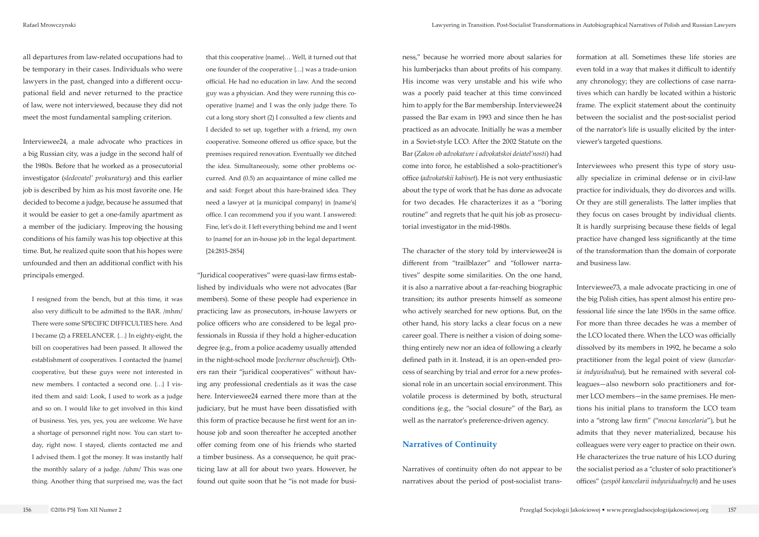all departures from law-related occupations had to be temporary in their cases. Individuals who were lawyers in the past, changed into a different occupational field and never returned to the practice of law, were not interviewed, because they did not meet the most fundamental sampling criterion.

Interviewee24, a male advocate who practices in a big Russian city, was a judge in the second half of the 1980s. Before that he worked as a prosecutorial investigator (*sledovatel' prokuratury*) and this earlier job is described by him as his most favorite one. He decided to become a judge, because he assumed that it would be easier to get a one-family apartment as a member of the judiciary. Improving the housing conditions of his family was his top objective at this time. But, he realized quite soon that his hopes were unfounded and then an additional conflict with his principals emerged.

> I resigned from the bench, but at this time, it was also very difficult to be admitted to the BAR. /mhm/ There were some SPECIFIC DIFFICULTIES here. And I became (2) a FREELANCER. {…} In eighty-eight, the bill on cooperatives had been passed. It allowed the establishment of cooperatives. I contacted the {name} cooperative, but these guys were not interested in new members. I contacted a second one. {…} I visited them and said: Look, I used to work as a judge and so on. I would like to get involved in this kind of business. Yes, yes, yes, you are welcome. We have a shortage of personnel right now. You can start today, right now. I stayed, clients contacted me and I advised them. I got the money. It was instantly half the monthly salary of a judge. /uhm/ This was one thing. Another thing that surprised me, was the fact that this cooperative {name}… Well, it turned out that one founder of the cooperative {…} was a trade-union official. He had no education in law. And the second guy was a physician. And they were running this cooperative {name} and I was the only judge there. To cut a long story short (2) I consulted a few clients and I decided to set up, together with a friend, my own cooperative. Someone offered us office space, but the premises required renovation. Eventually we ditched the idea. Simultaneously, some other problems occurred. And (0.5) an acquaintance of mine called me and said: Forget about this hare-brained idea. They need a lawyer at {a municipal company} in {name's} office. I can recommend you if you want. I answered: Fine, let's do it. I left everything behind me and I went to {name} for an in-house job in the legal department. [24:2815-2854]

"Juridical cooperatives" were quasi-law firms established by individuals who were not advocates (Bar members). Some of these people had experience in practicing law as prosecutors, in-house lawyers or police officers who are considered to be legal professionals in Russia if they hold a higher-education degree (e.g., from a police academy usually attended in the night-school mode [*vechernee obuchenie*]). Others ran their "juridical cooperatives" without having any professional credentials as it was the case here. Interviewee24 earned there more than at the judiciary, but he must have been dissatisfied with this form of practice because he first went for an in-house job and soon thereafter he accepted another offer coming from one of his friends who started a timber business. As a consequence, he quit practicing law at all for about two years. However, he found out quite soon that he "is not made for business," because he worried more about salaries for his lumberjacks than about profits of his company. His income was very unstable and his wife who was a poorly paid teacher at this time convinced him to apply for the Bar membership. Interviewee24 passed the Bar exam in 1993 and since then he has practiced as an advocate. Initially he was a member in a Soviet-style LCO. After the 2002 Statute on the Bar (*Zakon ob advokature i advokatskoi deiatel'nosti*) had come into force, he established a solo-practitioner's office (*advokatskii kabinet*). He is not very enthusiastic about the type of work that he has done as advocate for two decades. He characterizes it as a "boring routine" and regrets that he quit his job as prosecutorial investigator in the mid-1980s.

The character of the story told by interviewee24 is different from "trailblazer" and "follower narratives" despite some similarities. On the one hand, it is also a narrative about a far-reaching biographic transition; its author presents himself as someone who actively searched for new options. But, on the other hand, his story lacks a clear focus on a new career goal. There is neither a vision of doing something entirely new nor an idea of following a clearly defined path in it. Instead, it is an open-ended process of searching by trial and error for a new professional role in an uncertain social environment. This volatile process is determined by both, structural conditions (e.g., the "social closure" of the Bar), as well as the narrator's preference-driven agency.

## Narratives of Continuity

Narratives of continuity often do not appear to be narratives about the period of post-socialist transformation at all. Sometimes these life stories are even told in a way that makes it difficult to identify any chronology; they are collections of case narratives which can hardly be located within a historic frame. The explicit statement about the continuity between the socialist and the post-socialist period of the narrator's life is usually elicited by the interviewer's targeted questions.

Interviewees who present this type of story usually specialize in criminal defense or in civil-law practice for individuals, they do divorces and wills. Or they are still generalists. The latter implies that they focus on cases brought by individual clients. It is hardly surprising because these fields of legal practice have changed less significantly at the time of the transformation than the domain of corporate and business law.

Interviewee73, a male advocate practicing in one of the big Polish cities, has spent almost his entire professional life since the late 1950s in the same office. For more than three decades he was a member of the LCO located there. When the LCO was officially dissolved by its members in 1992, he became a solo practitioner from the legal point of view (*kancelaria indywidualna*), but he remained with several colleagues—also newborn solo practitioners and former LCO members—in the same premises. He mentions his initial plans to transform the LCO team into a "strong law firm" ("*mocna kancelaria*"), but he admits that they never materialized, because his colleagues were very eager to practice on their own. He characterizes the true nature of his LCO during the socialist period as a "cluster of solo practitioner's offices" (*zespół kancelarii indywidualnych*) and he uses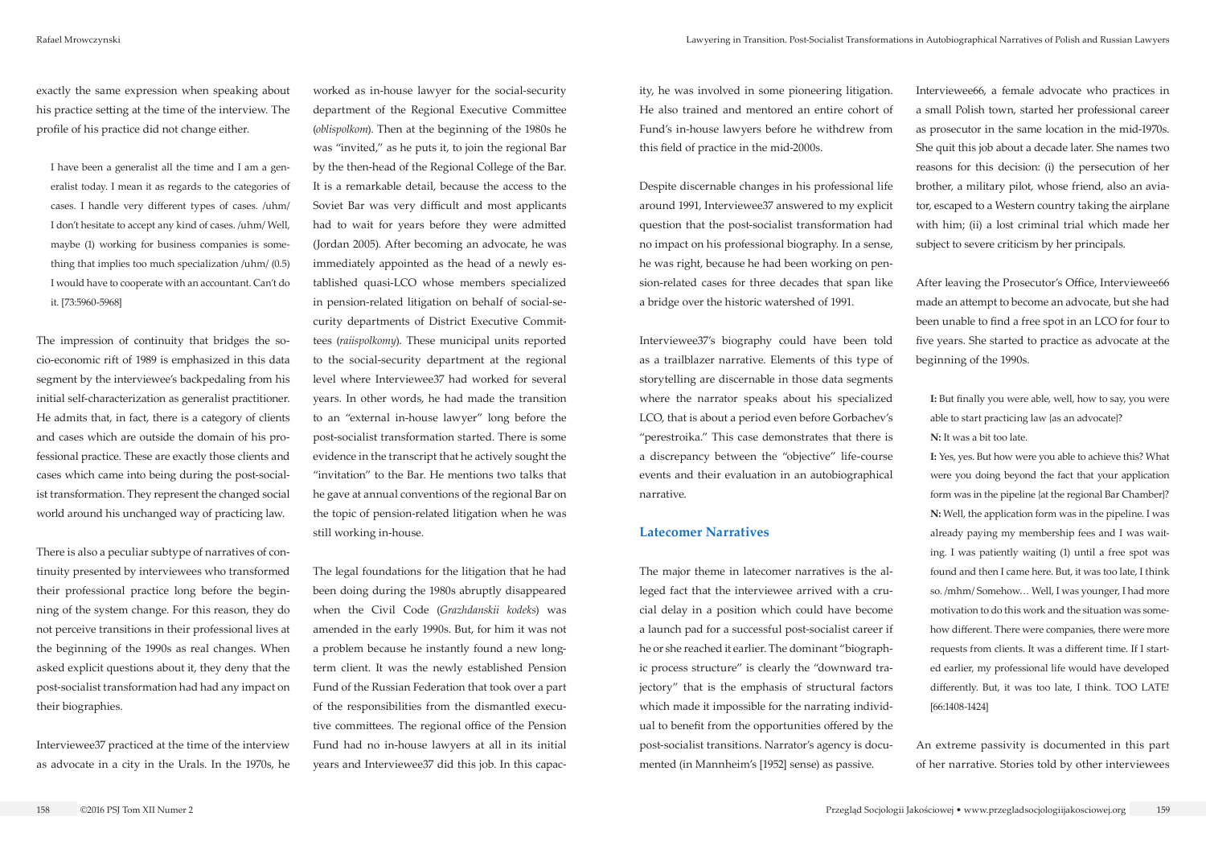exactly the same expression when speaking about his practice setting at the time of the interview. The profile of his practice did not change either.

> I have been a generalist all the time and I am a generalist today. I mean it as regards to the categories of cases. I handle very different types of cases. /uhm/ I don't hesitate to accept any kind of cases. /uhm/ Well, maybe (1) working for business companies is something that implies too much specialization /uhm/ (0.5) I would have to cooperate with an accountant. Can't do it. [73:5960-5968]

The impression of continuity that bridges the socio-economic rift of 1989 is emphasized in this data segment by the interviewee's backpedaling from his initial self-characterization as generalist practitioner. He admits that, in fact, there is a category of clients and cases which are outside the domain of his professional practice. These are exactly those clients and cases which came into being during the post-socialist transformation. They represent the changed social world around his unchanged way of practicing law.

There is also a peculiar subtype of narratives of continuity presented by interviewees who transformed their professional practice long before the beginning of the system change. For this reason, they do not perceive transitions in their professional lives at the beginning of the 1990s as real changes. When asked explicit questions about it, they deny that the post-socialist transformation had had any impact on their biographies.

Interviewee37 practiced at the time of the interview as advocate in a city in the Urals. In the 1970s, he worked as in-house lawyer for the social-security department of the Regional Executive Committee (*oblispolkom*). Then at the beginning of the 1980s he was "invited," as he puts it, to join the regional Bar by the then-head of the Regional College of the Bar. It is a remarkable detail, because the access to the Soviet Bar was very difficult and most applicants had to wait for years before they were admitted (Jordan 2005). After becoming an advocate, he was immediately appointed as the head of a newly established quasi-LCO whose members specialized in pension-related litigation on behalf of social-security departments of District Executive Committees (*raiispolkomy*). These municipal units reported to the social-security department at the regional level where Interviewee37 had worked for several years. In other words, he had made the transition to an "external in-house lawyer" long before the post-socialist transformation started. There is some evidence in the transcript that he actively sought the "invitation" to the Bar. He mentions two talks that he gave at annual conventions of the regional Bar on the topic of pension-related litigation when he was still working in-house.

The legal foundations for the litigation that he had been doing during the 1980s abruptly disappeared when the Civil Code (*Grazhdanskii kodeks*) was amended in the early 1990s. But, for him it was not a problem because he instantly found a new long-term client. It was the newly established Pension Fund of the Russian Federation that took over a part of the responsibilities from the dismantled executive committees. The regional office of the Pension Fund had no in-house lawyers at all in its initial years and Interviewee37 did this job. In this capacity, he was involved in some pioneering litigation. He also trained and mentored an entire cohort of Fund's in-house lawyers before he withdrew from this field of practice in the mid-2000s.

Despite discernable changes in his professional life around 1991, Interviewee37 answered to my explicit question that the post-socialist transformation had no impact on his professional biography. In a sense, he was right, because he had been working on pension-related cases for three decades that span like a bridge over the historic watershed of 1991.

Interviewee37's biography could have been told as a trailblazer narrative. Elements of this type of storytelling are discernable in those data segments where the narrator speaks about his specialized LCO, that is about a period even before Gorbachev's "perestroika." This case demonstrates that there is a discrepancy between the "objective" life-course events and their evaluation in an autobiographical narrative.

## Latecomer Narratives

The major theme in latecomer narratives is the alleged fact that the interviewee arrived with a crucial delay in a position which could have become a launch pad for a successful post-socialist career if he or she reached it earlier. The dominant "biographic process structure" is clearly the "downward trajectory" that is the emphasis of structural factors which made it impossible for the narrating individual to benefit from the opportunities offered by the post-socialist transitions. Narrator's agency is documented (in Mannheim's [1952] sense) as passive.

Interviewee66, a female advocate who practices in a small Polish town, started her professional career as prosecutor in the same location in the mid-1970s. She quit this job about a decade later. She names two reasons for this decision: (i) the persecution of her brother, a military pilot, whose friend, also an aviator, escaped to a Western country taking the airplane with him; (ii) a lost criminal trial which made her subject to severe criticism by her principals.

After leaving the Prosecutor's Office, Interviewee66 made an attempt to become an advocate, but she had been unable to find a free spot in an LCO for four to five years. She started to practice as advocate at the beginning of the 1990s.

> **I:** But finally you were able, well, how to say, you were able to start practicing law [as an advocate]?
>
> **N:** It was a bit too late.
>
> **I:** Yes, yes. But how were you able to achieve this? What were you doing beyond the fact that your application form was in the pipeline [at the regional Bar Chamber]?
>
> **N:** Well, the application form was in the pipeline. I was already paying my membership fees and I was waiting. I was patiently waiting (1) until a free spot was found and then I came here. But, it was too late, I think so. /mhm/ Somehow… Well, I was younger, I had more motivation to do this work and the situation was somehow different. There were companies, there were more requests from clients. It was a different time. If I started earlier, my professional life would have developed differently. But, it was too late, I think. TOO LATE! [66:1408-1424]

An extreme passivity is documented in this part of her narrative. Stories told by other interviewees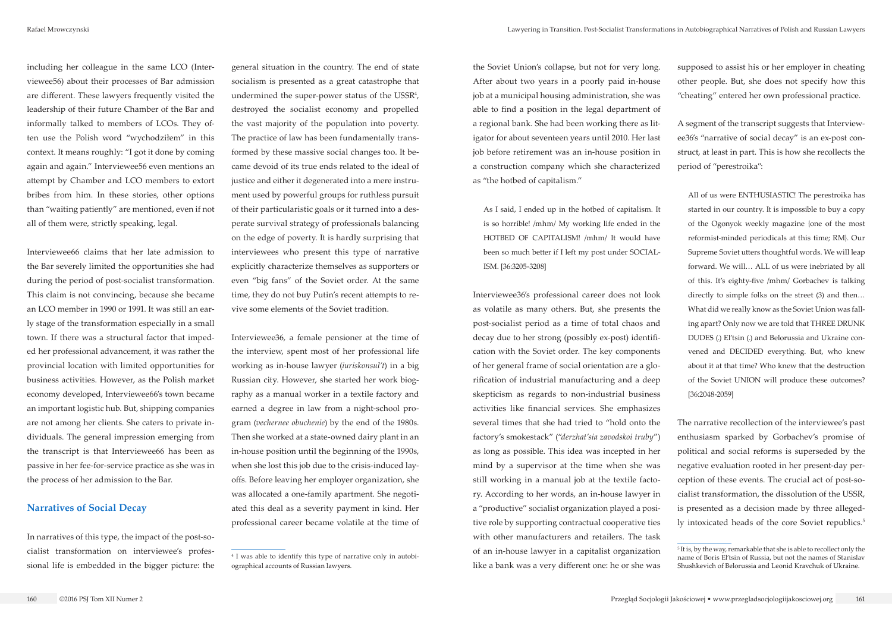including her colleague in the same LCO (Interviewee56) about their processes of Bar admission are different. These lawyers frequently visited the leadership of their future Chamber of the Bar and informally talked to members of LCOs. They often use the Polish word "wychodziłem" in this context. It means roughly: "I got it done by coming again and again." Interviewee56 even mentions an attempt by Chamber and LCO members to extort bribes from him. In these stories, other options than "waiting patiently" are mentioned, even if not all of them were, strictly speaking, legal.

Interviewee66 claims that her late admission to the Bar severely limited the opportunities she had during the period of post-socialist transformation. This claim is not convincing, because she became an LCO member in 1990 or 1991. It was still an early stage of the transformation especially in a small town. If there was a structural factor that impeded her professional advancement, it was rather the provincial location with limited opportunities for business activities. However, as the Polish market economy developed, Interviewee66's town became an important logistic hub. But, shipping companies are not among her clients. She caters to private individuals. The general impression emerging from the transcript is that Interviewee66 has been as passive in her fee-for-service practice as she was in the process of her admission to the Bar.

## Narratives of Social Decay

In narratives of this type, the impact of the post-socialist transformation on interviewee's professional life is embedded in the bigger picture: the general situation in the country. The end of state socialism is presented as a great catastrophe that undermined the super-power status of the USSR[4], destroyed the socialist economy and propelled the vast majority of the population into poverty. The practice of law has been fundamentally transformed by these massive social changes too. It became devoid of its true ends related to the ideal of justice and either it degenerated into a mere instrument used by powerful groups for ruthless pursuit of their particularistic goals or it turned into a desperate survival strategy of professionals balancing on the edge of poverty. It is hardly surprising that interviewees who present this type of narrative explicitly characterize themselves as supporters or even "big fans" of the Soviet order. At the same time, they do not buy Putin's recent attempts to revive some elements of the Soviet tradition.

Interviewee36, a female pensioner at the time of the interview, spent most of her professional life working as in-house lawyer (*iuriskonsul't*) in a big Russian city. However, she started her work biography as a manual worker in a textile factory and earned a degree in law from a night-school program (*vechernee obuchenie*) by the end of the 1980s. Then she worked at a state-owned dairy plant in an in-house position until the beginning of the 1990s, when she lost this job due to the crisis-induced layoffs. Before leaving her employer organization, she was allocated a one-family apartment. She negotiated this deal as a severity payment in kind. Her professional career became volatile at the time of the Soviet Union's collapse, but not for very long. After about two years in a poorly paid in-house job at a municipal housing administration, she was able to find a position in the legal department of a regional bank. She had been working there as litigator for about seventeen years until 2010. Her last job before retirement was an in-house position in a construction company which she characterized as "the hotbed of capitalism."

> As I said, I ended up in the hotbed of capitalism. It is so horrible! /mhm/ My working life ended in the HOTBED OF CAPITALISM! /mhm/ It would have been so much better if I left my post under SOCIALISM. [36:3205-3208]

Interviewee36's professional career does not look as volatile as many others. But, she presents the post-socialist period as a time of total chaos and decay due to her strong (possibly ex-post) identification with the Soviet order. The key components of her general frame of social orientation are a glorification of industrial manufacturing and a deep skepticism as regards to non-industrial business activities like financial services. She emphasizes several times that she had tried to "hold onto the factory's smokestack" ("*derzhat'sia zavodskoi truby*") as long as possible. This idea was incepted in her mind by a supervisor at the time when she was still working in a manual job at the textile factory. According to her words, an in-house lawyer in a "productive" socialist organization played a positive role by supporting contractual cooperative ties with other manufacturers and retailers. The task of an in-house lawyer in a capitalist organization like a bank was a very different one: he or she was supposed to assist his or her employer in cheating other people. But, she does not specify how this "cheating" entered her own professional practice.

A segment of the transcript suggests that Interviewee36's "narrative of social decay" is an ex-post construct, at least in part. This is how she recollects the period of "perestroika":

> All of us were ENTHUSIASTIC! The perestroika has started in our country. It is impossible to buy a copy of the Ogonyok weekly magazine {one of the most reformist-minded periodicals at this time; RM}. Our Supreme Soviet utters thoughtful words. We will leap forward. We will… ALL of us were inebriated by all of this. It's eighty-five /mhm/ Gorbachev is talking directly to simple folks on the street (3) and then… What did we really know as the Soviet Union was falling apart? Only now we are told that THREE DRUNK DUDES (.) El'tsin (.) and Belorussia and Ukraine convened and DECIDED everything. But, who knew about it at that time? Who knew that the destruction of the Soviet UNION will produce these outcomes? [36:2048-2059]

The narrative recollection of the interviewee's past enthusiasm sparked by Gorbachev's promise of political and social reforms is superseded by the negative evaluation rooted in her present-day perception of these events. The crucial act of post-socialist transformation, the dissolution of the USSR, is presented as a decision made by three allegedly intoxicated heads of the core Soviet republics.[5]

---

[4] I was able to identify this type of narrative only in autobiographical accounts of Russian lawyers.

[5] It is, by the way, remarkable that she is able to recollect only the name of Boris El'tsin of Russia, but not the names of Stanislav Shushkevich of Belorussia and Leonid Kravchuk of Ukraine.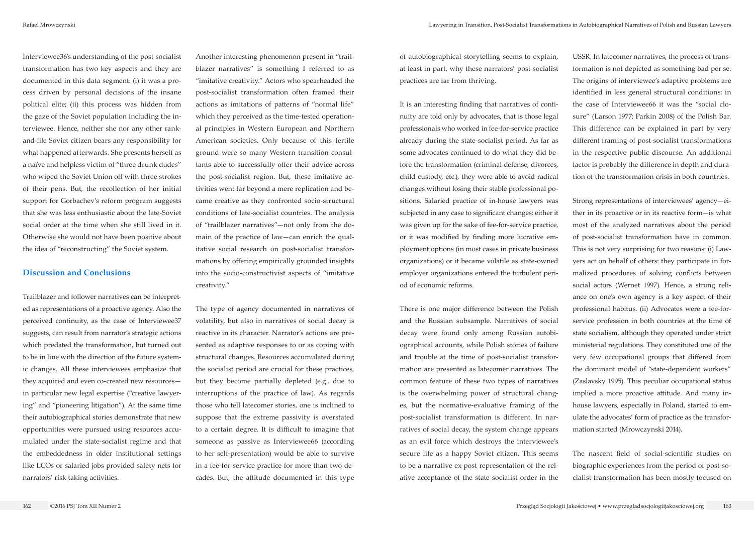Interviewee36's understanding of the post-socialist transformation has two key aspects and they are documented in this data segment: (i) it was a process driven by personal decisions of the insane political elite; (ii) this process was hidden from the gaze of the Soviet population including the interviewee. Hence, neither she nor any other rank-and-file Soviet citizen bears any responsibility for what happened afterwards. She presents herself as a naïve and helpless victim of "three drunk dudes" who wiped the Soviet Union off with three strokes of their pens. But, the recollection of her initial support for Gorbachev's reform program suggests that she was less enthusiastic about the late-Soviet social order at the time when she still lived in it. Otherwise she would not have been positive about the idea of "reconstructing" the Soviet system.

## Discussion and Conclusions

Trailblazer and follower narratives can be interpreted as representations of a proactive agency. Also the perceived continuity, as the case of Interviewee37 suggests, can result from narrator's strategic actions which predated the transformation, but turned out to be in line with the direction of the future systemic changes. All these interviewees emphasize that they acquired and even co-created new resources—in particular new legal expertise ("creative lawyering" and "pioneering litigation"). At the same time their autobiographical stories demonstrate that new opportunities were pursued using resources accumulated under the state-socialist regime and that the embeddedness in older institutional settings like LCOs or salaried jobs provided safety nets for narrators' risk-taking activities.

Another interesting phenomenon present in "trailblazer narratives" is something I referred to as "imitative creativity." Actors who spearheaded the post-socialist transformation often framed their actions as imitations of patterns of "normal life" which they perceived as the time-tested operational principles in Western European and Northern American societies. Only because of this fertile ground were so many Western transition consultants able to successfully offer their advice across the post-socialist region. But, these imitative activities went far beyond a mere replication and became creative as they confronted socio-structural conditions of late-socialist countries. The analysis of "trailblazer narratives"—not only from the domain of the practice of law—can enrich the qualitative social research on post-socialist transformations by offering empirically grounded insights into the socio-constructivist aspects of "imitative creativity."

The type of agency documented in narratives of volatility, but also in narratives of social decay is reactive in its character. Narrator's actions are presented as adaptive responses to or as coping with structural changes. Resources accumulated during the socialist period are crucial for these practices, but they become partially depleted (e.g., due to interruptions of the practice of law). As regards those who tell latecomer stories, one is inclined to suppose that the extreme passivity is overstated to a certain degree. It is difficult to imagine that someone as passive as Interviewee66 (according to her self-presentation) would be able to survive in a fee-for-service practice for more than two decades. But, the attitude documented in this type of autobiographical storytelling seems to explain, at least in part, why these narrators' post-socialist practices are far from thriving.

It is an interesting finding that narratives of continuity are told only by advocates, that is those legal professionals who worked in fee-for-service practice already during the state-socialist period. As far as some advocates continued to do what they did before the transformation (criminal defense, divorces, child custody, etc.), they were able to avoid radical changes without losing their stable professional positions. Salaried practice of in-house lawyers was subjected in any case to significant changes: either it was given up for the sake of fee-for-service practice, or it was modified by finding more lucrative employment options (in most cases in private business organizations) or it became volatile as state-owned employer organizations entered the turbulent period of economic reforms.

There is one major difference between the Polish and the Russian subsample. Narratives of social decay were found only among Russian autobiographical accounts, while Polish stories of failure and trouble at the time of post-socialist transformation are presented as latecomer narratives. The common feature of these two types of narratives is the overwhelming power of structural changes, but the normative-evaluative framing of the post-socialist transformation is different. In narratives of social decay, the system change appears as an evil force which destroys the interviewee's secure life as a happy Soviet citizen. This seems to be a narrative ex-post representation of the relative acceptance of the state-socialist order in the USSR. In latecomer narratives, the process of transformation is not depicted as something bad per se. The origins of interviewee's adaptive problems are identified in less general structural conditions: in the case of Interviewee66 it was the "social closure" (Larson 1977; Parkin 2008) of the Polish Bar. This difference can be explained in part by very different framing of post-socialist transformations in the respective public discourse. An additional factor is probably the difference in depth and duration of the transformation crisis in both countries.

Strong representations of interviewees' agency—either in its proactive or in its reactive form—is what most of the analyzed narratives about the period of post-socialist transformation have in common. This is not very surprising for two reasons: (i) Lawyers act on behalf of others: they participate in formalized procedures of solving conflicts between social actors (Wernet 1997). Hence, a strong reliance on one's own agency is a key aspect of their professional habitus. (ii) Advocates were a fee-for-service profession in both countries at the time of state socialism, although they operated under strict ministerial regulations. They constituted one of the very few occupational groups that differed from the dominant model of "state-dependent workers" (Zaslavsky 1995). This peculiar occupational status implied a more proactive attitude. And many in-house lawyers, especially in Poland, started to emulate the advocates' form of practice as the transformation started (Mrowczynski 2014).

The nascent field of social-scientific studies on biographic experiences from the period of post-socialist transformation has been mostly focused on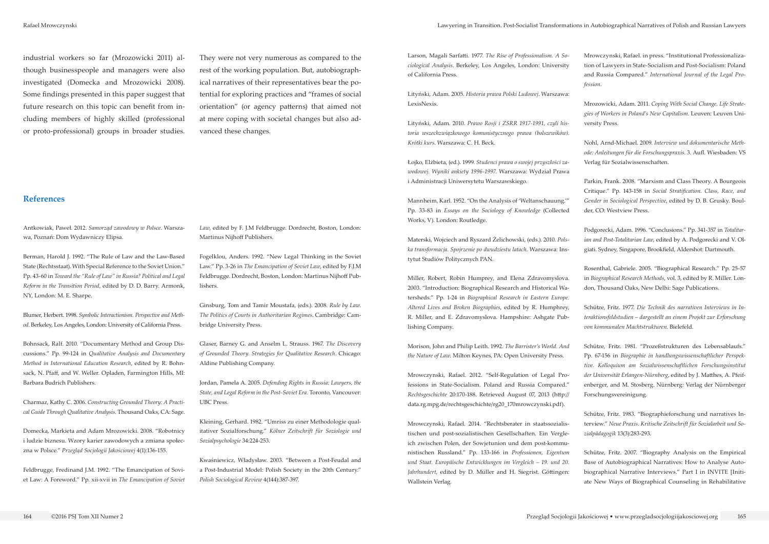industrial workers so far (Mrozowicki 2011) although businesspeople and managers were also investigated (Domecka and Mrozowicki 2008). Some findings presented in this paper suggest that future research on this topic can benefit from including members of highly skilled (professional or proto-professional) groups in broader studies. They were not very numerous as compared to the rest of the working population. But, autobiographical narratives of their representatives bear the potential for exploring practices and "frames of social orientation" (or agency patterns) that aimed not at mere coping with societal changes but also advanced these changes.

## References

Antkowiak, Paweł. 2012. *Samorząd zawodowy w Polsce*. Warszawa, Poznań: Dom Wydawniczy Elipsa.

Berman, Harold J. 1992. "The Rule of Law and the Law-Based State (Rechtsstaat). With Special Reference to the Soviet Union." Pp. 43-60 in *Toward the "Rule of Law" in Russia? Political and Legal Reform in the Transition Period*, edited by D. D. Barry. Armonk, NY, London: M. E. Sharpe.

Blumer, Herbert. 1998. *Symbolic Interactionism. Perspective and Method*. Berkeley, Los Angeles, London: University of California Press.

Bohnsack, Ralf. 2010. "Documentary Method and Group Discussions." Pp. 99-124 in *Qualitative Analysis and Documentary Method in International Education Research*, edited by R. Bohnsack, N. Pfaff, and W. Weller. Opladen, Farmington Hills, MI: Barbara Budrich Publishers.

Charmaz, Kathy C. 2006. *Constructing Grounded Theory: A Practical Guide Through Qualitative Analysis*. Thousand Oaks, CA: Sage.

Domecka, Markieta and Adam Mrozowicki. 2008. "Robotnicy i ludzie biznesu. Wzory karier zawodowych a zmiana społeczna w Polsce." *Przegląd Socjologii Jakościowej* 4(1):136-155.

Feldbrugge, Fredinand J.M. 1992. "The Emancipation of Soviet Law: A Foreword." Pp. xii-xvii in *The Emancipation of Soviet Law*, edited by F. J.M Feldbrugge. Dordrecht, Boston, London: Martinus Nijhoff Publishers.

Fogelklou, Anders. 1992. "New Legal Thinking in the Soviet Law." Pp. 3-26 in *The Emancipation of Soviet Law*, edited by F.J.M Feldbrugge. Dordrecht, Boston, London: Martinus Nijhoff Publishers.

Ginsburg, Tom and Tamir Moustafa, (eds.). 2008. *Rule by Law. The Politics of Courts in Authoritarian Regimes*. Cambridge: Cambridge University Press.

Glaser, Barney G. and Anselm L. Strauss. 1967. *The Discovery of Grounded Theory. Strategies for Qualitative Research*. Chicago: Aldine Publishing Company.

Jordan, Pamela A. 2005. *Defending Rights in Russia: Lawyers, the State, and Legal Reform in the Post-Soviet Era*. Toronto, Vancouver: UBC Press.

Kleining, Gerhard. 1982. "Umriss zu einer Methodologie qualitativer Sozialforschung." *Kölner Zeitschrift für Soziologie und Sozialpsychologie* 34:224-253.

Kwaśniewicz, Władysław. 2003. "Between a Post-Feudal and a Post-Industrial Model: Polish Society in the 20th Century." *Polish Sociological Review* 4(144):387-397.

Larson, Magali Sarfatti. 1977. *The Rise of Professionalism. A Sociological Analysis*. Berkeley, Los Angeles, London: University of California Press.

Lityński, Adam. 2005. *Historia prawa Polski Ludowej*. Warszawa: LexisNexis.

Lityński, Adam. 2010. *Prawo Rosji i ZSRR 1917-1991, czyli historia wszechzwiązkowego komunistycznego prawa (bolszewików). Krótki kurs*. Warszawa: C. H. Beck.

Łojko, Elżbieta, (ed.). 1999. *Studenci prawa o swojej przyszłości zawodowej. Wyniki ankiety 1996-1997*. Warszawa: Wydział Prawa i Administracji Uniwersytetu Warszawskiego.

Mannheim, Karl. 1952. "On the Analysis of 'Weltanschauung.'" Pp. 33-83 in *Essays on the Sociology of Knowledge* (Collected Works, V). London: Routledge.

Materski, Wojciech and Ryszard Żelichowski, (eds.). 2010. *Polska transformacja. Spojrzenie po dwudziestu latach*. Warszawa: Instytut Studiów Politycznych PAN.

Miller, Robert, Robin Humprey, and Elena Zdravomyslova. 2003. "Introduction: Biographical Research and Historical Watersheds." Pp. 1-24 in *Biographical Research in Eastern Europe. Altered Lives and Broken Biographies*, edited by R. Humphrey, R. Miller, and E. Zdravomyslova. Hampshire: Ashgate Publishing Company.

Morison, John and Philip Leith. 1992. *The Barrister's World. And the Nature of Law*. Milton Keynes, PA: Open University Press.

Mrowczynski, Rafael. 2012. "Self-Regulation of Legal Professions in State-Socialism. Poland and Russia Compared." *Rechtsgeschichte* 20:170-188. Retrieved August 07, 2013 (http://data.rg.mpg.de/rechtsgeschichte/rg20_170mrowczynski.pdf).

Mrowczynski, Rafael. 2014. "Rechtsberater in staatssozialistischen und post-sozialistischen Gesellschaften. Ein Vergleich zwischen Polen, der Sowjetunion und dem post-kommunistischen Russland." Pp. 133-166 in *Professionen, Eigentum und Staat. Europäische Entwicklungen im Vergleich – 19. und 20. Jahrhundert*, edited by D. Müller and H. Siegrist. Göttingen: Wallstein Verlag.

Mrowczynski, Rafael. in press. "Institutional Professionalization of Lawyers in State-Socialism and Post-Socialism: Poland and Russia Compared." *International Journal of the Legal Profession*.

Mrozowicki, Adam. 2011. *Coping With Social Change. Life Strategies of Workers in Poland's New Capitalism*. Leuven: Leuven University Press.

Nohl, Arnd-Michael. 2009. *Interview und dokumentarische Methode: Anleitungen für die Forschungspraxis*. 3. Aufl. Wiesbaden: VS Verlag für Sozialwissenschaften.

Parkin, Frank. 2008. "Marxism and Class Theory. A Bourgeois Critique." Pp. 143-158 in *Social Stratification. Class, Race, and Gender in Sociological Perspective*, edited by D. B. Grusky. Boulder, CO: Westview Press.

Podgorecki, Adam. 1996. "Conclusions." Pp. 341-357 in *Totalitarian and Post-Totalitarian Law*, edited by A. Podgorecki and V. Olgiati. Sydney, Singapore, Brookfield, Aldershot: Dartmouth.

Rosenthal, Gabriele. 2005. "Biographical Research." Pp. 25-57 in *Biographical Research Methods*, vol. 3, edited by R. Miller. London, Thousand Oaks, New Delhi: Sage Publications.

Schütze, Fritz. 1977. *Die Technik des narrativen Interviews in Interaktionsfeldstudien – dargestellt an einem Projekt zur Erforschung von kommunalen Machtstrukturen*. Bielefeld.

Schütze, Fritz. 1981. "Prozeßstrukturen des Lebensablaufs." Pp. 67-156 in *Biographie in handlungswissenschaftlicher Perspektive. Kolloquium am Sozialwissenschaftlichen Forschungsinstitut der Universität Erlangen-Nürnberg*, edited by J. Matthes, A. Pfeifenberger, and M. Stosberg. Nürnberg: Verlag der Nürnberger Forschungsvereinigung.

Schütze, Fritz. 1983. "Biographieforschung und narratives Interview." *Neue Praxis. Kritische Zeitschrift für Sozialarbeit und Sozialpädagogik* 13(3):283-293.

Schütze, Fritz. 2007. "Biography Analysis on the Empirical Base of Autobiographical Narratives: How to Analyse Autobiographical Narrative Interviews." Part I in INVITE [Initiate New Ways of Biographical Counseling in Rehabilitative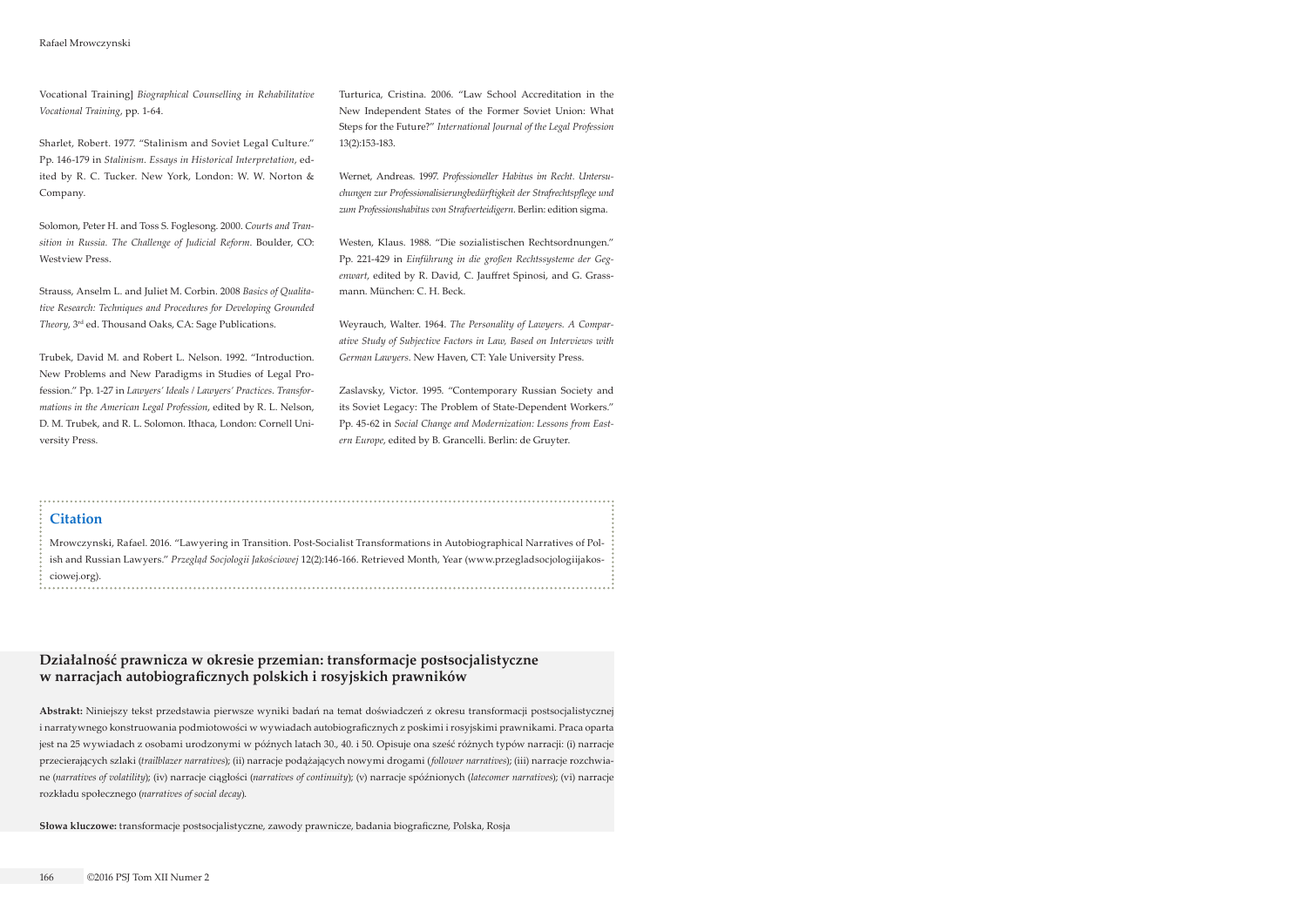Vocational Training] *Biographical Counselling in Rehabilitative Vocational Training*, pp. 1-64.

Sharlet, Robert. 1977. "Stalinism and Soviet Legal Culture." Pp. 146-179 in *Stalinism. Essays in Historical Interpretation*, edited by R. C. Tucker. New York, London: W. W. Norton & Company.

Solomon, Peter H. and Toss S. Foglesong. 2000. *Courts and Transition in Russia. The Challenge of Judicial Reform*. Boulder, CO: Westview Press.

Strauss, Anselm L. and Juliet M. Corbin. 2008 *Basics of Qualitative Research: Techniques and Procedures for Developing Grounded Theory*, 3rd ed. Thousand Oaks, CA: Sage Publications.

Trubek, David M. and Robert L. Nelson. 1992. "Introduction. New Problems and New Paradigms in Studies of Legal Profession." Pp. 1-27 in *Lawyers' Ideals / Lawyers' Practices. Transformations in the American Legal Profession*, edited by R. L. Nelson, D. M. Trubek, and R. L. Solomon. Ithaca, London: Cornell University Press.

Turturica, Cristina. 2006. "Law School Accreditation in the New Independent States of the Former Soviet Union: What Steps for the Future?" *International Journal of the Legal Profession* 13(2):153-183.

Wernet, Andreas. 1997. *Professioneller Habitus im Recht. Untersuchungen zur Professionalisierungbedürftigkeit der Strafrechtspflege und zum Professionshabitus von Strafverteidigern*. Berlin: edition sigma.

Westen, Klaus. 1988. "Die sozialistischen Rechtsordnungen." Pp. 221-429 in *Einführung in die großen Rechtssysteme der Gegenwart*, edited by R. David, C. Jauffret Spinosi, and G. Grassmann. München: C. H. Beck.

Weyrauch, Walter. 1964. *The Personality of Lawyers. A Comparative Study of Subjective Factors in Law, Based on Interviews with German Lawyers*. New Haven, CT: Yale University Press.

Zaslavsky, Victor. 1995. "Contemporary Russian Society and its Soviet Legacy: The Problem of State-Dependent Workers." Pp. 45-62 in *Social Change and Modernization: Lessons from Eastern Europe*, edited by B. Grancelli. Berlin: de Gruyter.

**Citation**

Mrowczynski, Rafael. 2016. "Lawyering in Transition. Post-Socialist Transformations in Autobiographical Narratives of Polish and Russian Lawyers." *Przegląd Socjologii Jakościowej* 12(2):146-166. Retrieved Month, Year (www.przegladsocjologiijakosciowej.org).

## Działalność prawnicza w okresie przemian: transformacje postsocjalistyczne w narracjach autobiograficznych polskich i rosyjskich prawników

**Abstrakt:** Niniejszy tekst przedstawia pierwsze wyniki badań na temat doświadczeń z okresu transformacji postsocjalistycznej i narratywnego konstruowania podmiotowości w wywiadach autobiograficznych z poskimi i rosyjskimi prawnikami. Praca oparta jest na 25 wywiadach z osobami urodzonymi w późnych latach 30., 40. i 50. Opisuje ona sześć różnych typów narracji: (i) narracje przecierających szlaki (*trailblazer narratives*); (ii) narracje podążających nowymi drogami (*follower narratives*); (iii) narracje rozchwiane (*narratives of volatility*); (iv) narracje ciągłości (*narratives of continuity*); (v) narracje spóźnionych (*latecomer narratives*); (vi) narracje rozkładu społecznego (*narratives of social decay*).

**Słowa kluczowe:** transformacje postsocjalistyczne, zawody prawnicze, badania biograficzne, Polska, Rosja